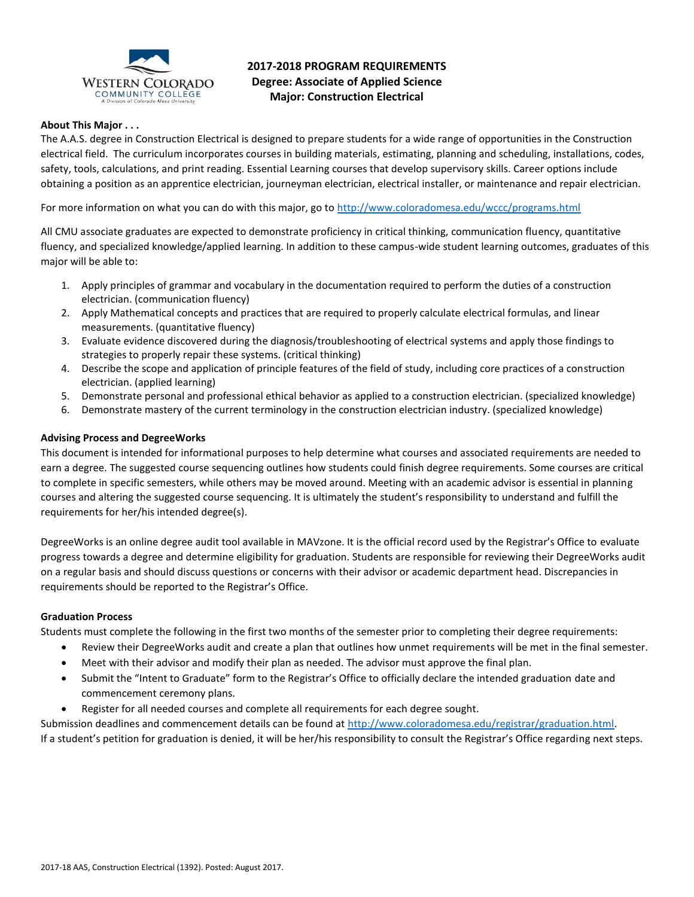Western Colorado Community College
A Division of Colorado Mesa University

# 2017-2018 PROGRAM REQUIREMENTS
## Degree: Associate of Applied Science
## Major: Construction Electrical

**About This Major . . .**

The A.A.S. degree in Construction Electrical is designed to prepare students for a wide range of opportunities in the Construction electrical field. The curriculum incorporates courses in building materials, estimating, planning and scheduling, installations, codes, safety, tools, calculations, and print reading. Essential Learning courses that develop supervisory skills. Career options include obtaining a position as an apprentice electrician, journeyman electrician, electrical installer, or maintenance and repair electrician.

For more information on what you can do with this major, go to http://www.coloradomesa.edu/wccc/programs.html

All CMU associate graduates are expected to demonstrate proficiency in critical thinking, communication fluency, quantitative fluency, and specialized knowledge/applied learning. In addition to these campus-wide student learning outcomes, graduates of this major will be able to:

1. Apply principles of grammar and vocabulary in the documentation required to perform the duties of a construction electrician. (communication fluency)
2. Apply Mathematical concepts and practices that are required to properly calculate electrical formulas, and linear measurements. (quantitative fluency)
3. Evaluate evidence discovered during the diagnosis/troubleshooting of electrical systems and apply those findings to strategies to properly repair these systems. (critical thinking)
4. Describe the scope and application of principle features of the field of study, including core practices of a construction electrician. (applied learning)
5. Demonstrate personal and professional ethical behavior as applied to a construction electrician. (specialized knowledge)
6. Demonstrate mastery of the current terminology in the construction electrician industry. (specialized knowledge)

**Advising Process and DegreeWorks**

This document is intended for informational purposes to help determine what courses and associated requirements are needed to earn a degree. The suggested course sequencing outlines how students could finish degree requirements. Some courses are critical to complete in specific semesters, while others may be moved around. Meeting with an academic advisor is essential in planning courses and altering the suggested course sequencing. It is ultimately the student's responsibility to understand and fulfill the requirements for her/his intended degree(s).

DegreeWorks is an online degree audit tool available in MAVzone. It is the official record used by the Registrar's Office to evaluate progress towards a degree and determine eligibility for graduation. Students are responsible for reviewing their DegreeWorks audit on a regular basis and should discuss questions or concerns with their advisor or academic department head. Discrepancies in requirements should be reported to the Registrar's Office.

**Graduation Process**

Students must complete the following in the first two months of the semester prior to completing their degree requirements:

- Review their DegreeWorks audit and create a plan that outlines how unmet requirements will be met in the final semester.
- Meet with their advisor and modify their plan as needed. The advisor must approve the final plan.
- Submit the "Intent to Graduate" form to the Registrar's Office to officially declare the intended graduation date and commencement ceremony plans.
- Register for all needed courses and complete all requirements for each degree sought.

Submission deadlines and commencement details can be found at http://www.coloradomesa.edu/registrar/graduation.html.
If a student's petition for graduation is denied, it will be her/his responsibility to consult the Registrar's Office regarding next steps.

2017-18 AAS, Construction Electrical (1392). Posted: August 2017.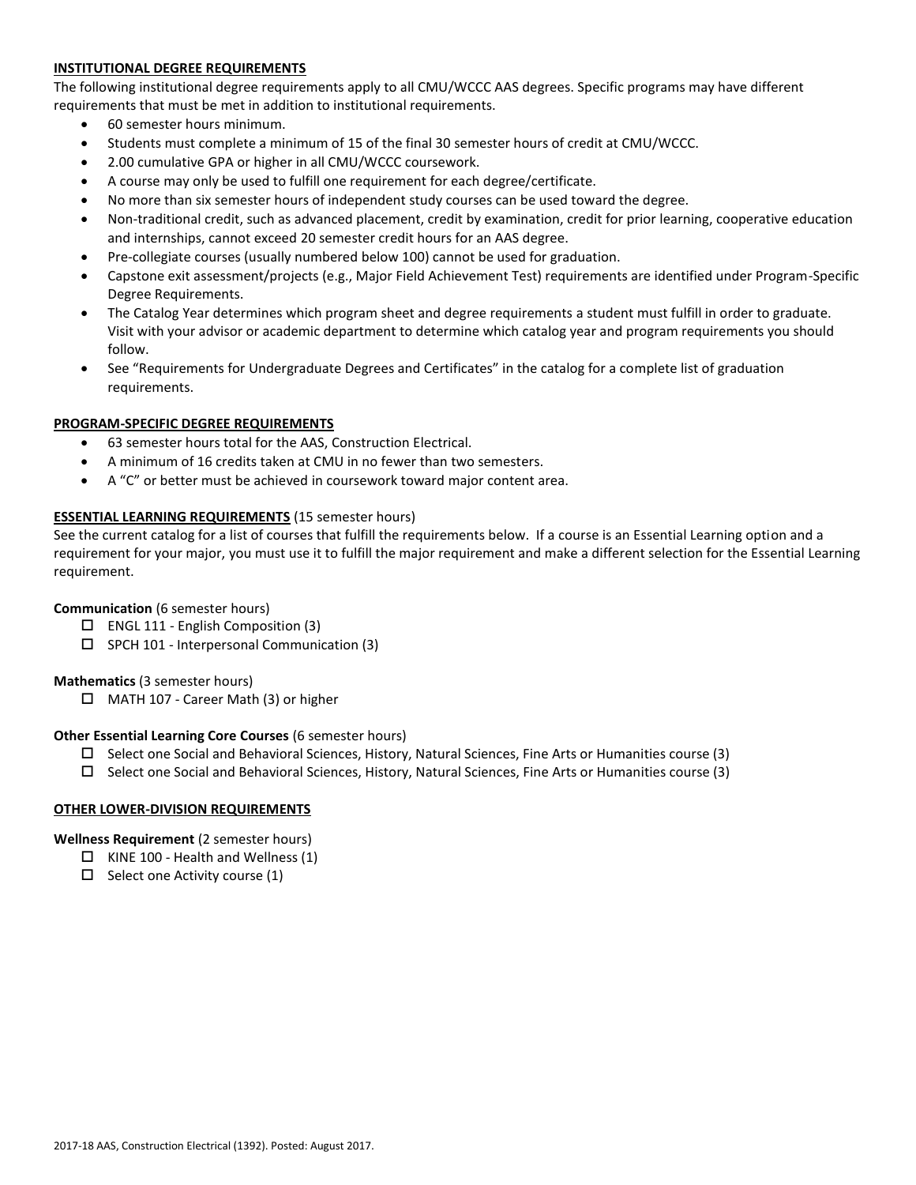**INSTITUTIONAL DEGREE REQUIREMENTS**

The following institutional degree requirements apply to all CMU/WCCC AAS degrees. Specific programs may have different requirements that must be met in addition to institutional requirements.

- 60 semester hours minimum.
- Students must complete a minimum of 15 of the final 30 semester hours of credit at CMU/WCCC.
- 2.00 cumulative GPA or higher in all CMU/WCCC coursework.
- A course may only be used to fulfill one requirement for each degree/certificate.
- No more than six semester hours of independent study courses can be used toward the degree.
- Non-traditional credit, such as advanced placement, credit by examination, credit for prior learning, cooperative education and internships, cannot exceed 20 semester credit hours for an AAS degree.
- Pre-collegiate courses (usually numbered below 100) cannot be used for graduation.
- Capstone exit assessment/projects (e.g., Major Field Achievement Test) requirements are identified under Program-Specific Degree Requirements.
- The Catalog Year determines which program sheet and degree requirements a student must fulfill in order to graduate. Visit with your advisor or academic department to determine which catalog year and program requirements you should follow.
- See "Requirements for Undergraduate Degrees and Certificates" in the catalog for a complete list of graduation requirements.

**PROGRAM-SPECIFIC DEGREE REQUIREMENTS**

- 63 semester hours total for the AAS, Construction Electrical.
- A minimum of 16 credits taken at CMU in no fewer than two semesters.
- A "C" or better must be achieved in coursework toward major content area.

**ESSENTIAL LEARNING REQUIREMENTS** (15 semester hours)

See the current catalog for a list of courses that fulfill the requirements below. If a course is an Essential Learning option and a requirement for your major, you must use it to fulfill the major requirement and make a different selection for the Essential Learning requirement.

**Communication** (6 semester hours)

- ☐ ENGL 111 - English Composition (3)
- ☐ SPCH 101 - Interpersonal Communication (3)

**Mathematics** (3 semester hours)

- ☐ MATH 107 - Career Math (3) or higher

**Other Essential Learning Core Courses** (6 semester hours)

- ☐ Select one Social and Behavioral Sciences, History, Natural Sciences, Fine Arts or Humanities course (3)
- ☐ Select one Social and Behavioral Sciences, History, Natural Sciences, Fine Arts or Humanities course (3)

**OTHER LOWER-DIVISION REQUIREMENTS**

**Wellness Requirement** (2 semester hours)

- ☐ KINE 100 - Health and Wellness (1)
- ☐ Select one Activity course (1)

2017-18 AAS, Construction Electrical (1392). Posted: August 2017.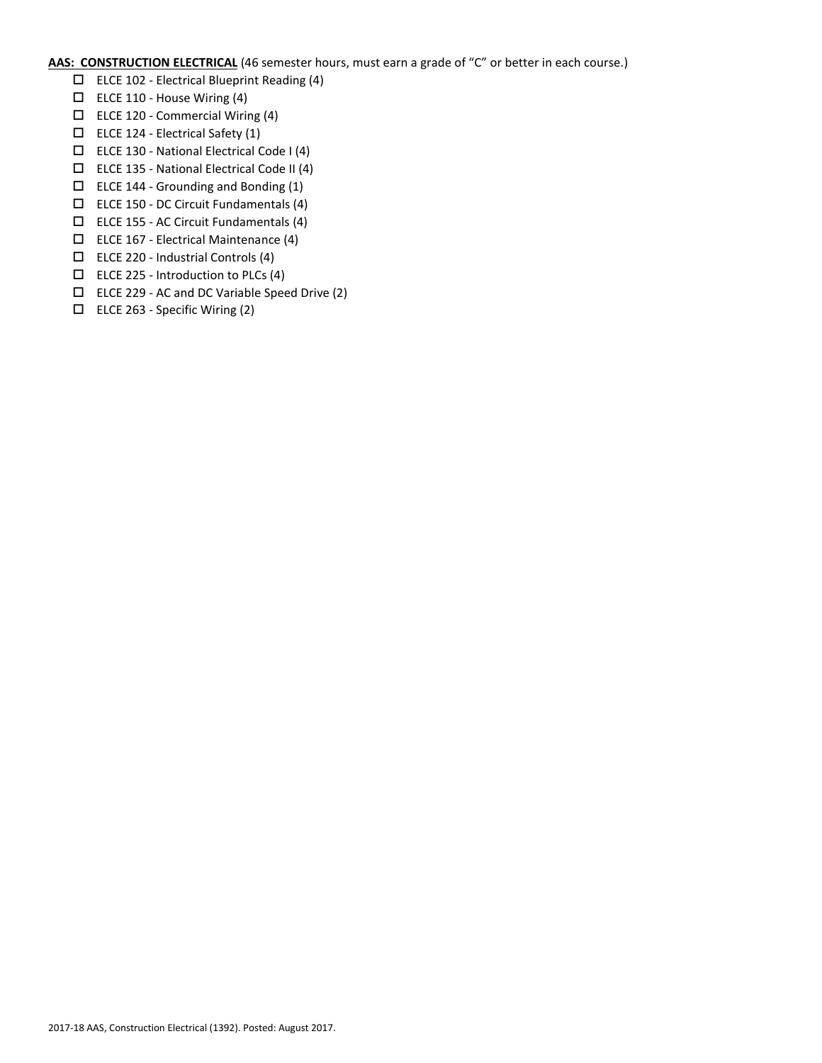**AAS: CONSTRUCTION ELECTRICAL** (46 semester hours, must earn a grade of "C" or better in each course.)

- ☐ ELCE 102 - Electrical Blueprint Reading (4)
- ☐ ELCE 110 - House Wiring (4)
- ☐ ELCE 120 - Commercial Wiring (4)
- ☐ ELCE 124 - Electrical Safety (1)
- ☐ ELCE 130 - National Electrical Code I (4)
- ☐ ELCE 135 - National Electrical Code II (4)
- ☐ ELCE 144 - Grounding and Bonding (1)
- ☐ ELCE 150 - DC Circuit Fundamentals (4)
- ☐ ELCE 155 - AC Circuit Fundamentals (4)
- ☐ ELCE 167 - Electrical Maintenance (4)
- ☐ ELCE 220 - Industrial Controls (4)
- ☐ ELCE 225 - Introduction to PLCs (4)
- ☐ ELCE 229 - AC and DC Variable Speed Drive (2)
- ☐ ELCE 263 - Specific Wiring (2)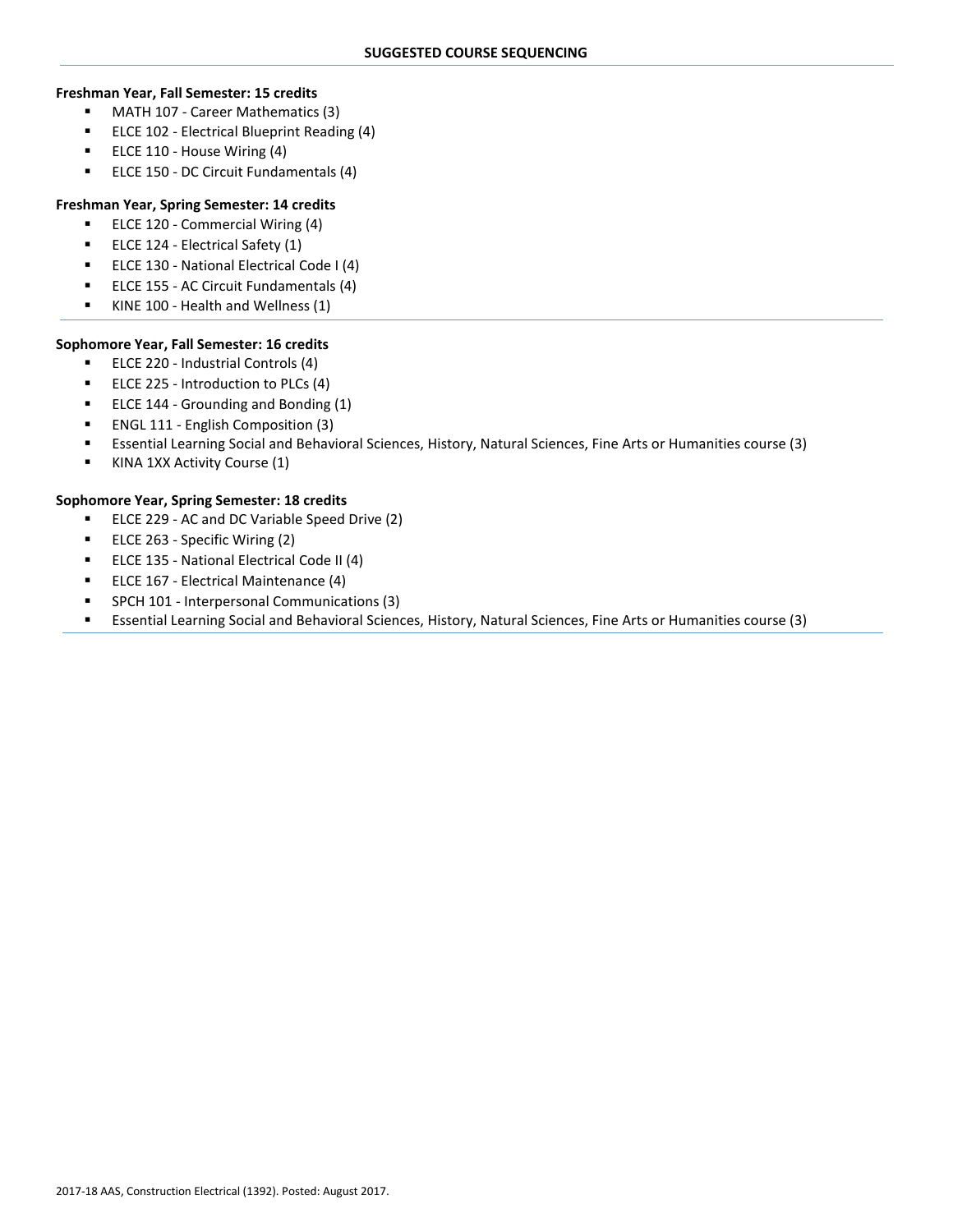## SUGGESTED COURSE SEQUENCING

**Freshman Year, Fall Semester: 15 credits**

- MATH 107 - Career Mathematics (3)
- ELCE 102 - Electrical Blueprint Reading (4)
- ELCE 110 - House Wiring (4)
- ELCE 150 - DC Circuit Fundamentals (4)

**Freshman Year, Spring Semester: 14 credits**

- ELCE 120 - Commercial Wiring (4)
- ELCE 124 - Electrical Safety (1)
- ELCE 130 - National Electrical Code I (4)
- ELCE 155 - AC Circuit Fundamentals (4)
- KINE 100 - Health and Wellness (1)

**Sophomore Year, Fall Semester: 16 credits**

- ELCE 220 - Industrial Controls (4)
- ELCE 225 - Introduction to PLCs (4)
- ELCE 144 - Grounding and Bonding (1)
- ENGL 111 - English Composition (3)
- Essential Learning Social and Behavioral Sciences, History, Natural Sciences, Fine Arts or Humanities course (3)
- KINA 1XX Activity Course (1)

**Sophomore Year, Spring Semester: 18 credits**

- ELCE 229 - AC and DC Variable Speed Drive (2)
- ELCE 263 - Specific Wiring (2)
- ELCE 135 - National Electrical Code II (4)
- ELCE 167 - Electrical Maintenance (4)
- SPCH 101 - Interpersonal Communications (3)
- Essential Learning Social and Behavioral Sciences, History, Natural Sciences, Fine Arts or Humanities course (3)

2017-18 AAS, Construction Electrical (1392). Posted: August 2017.